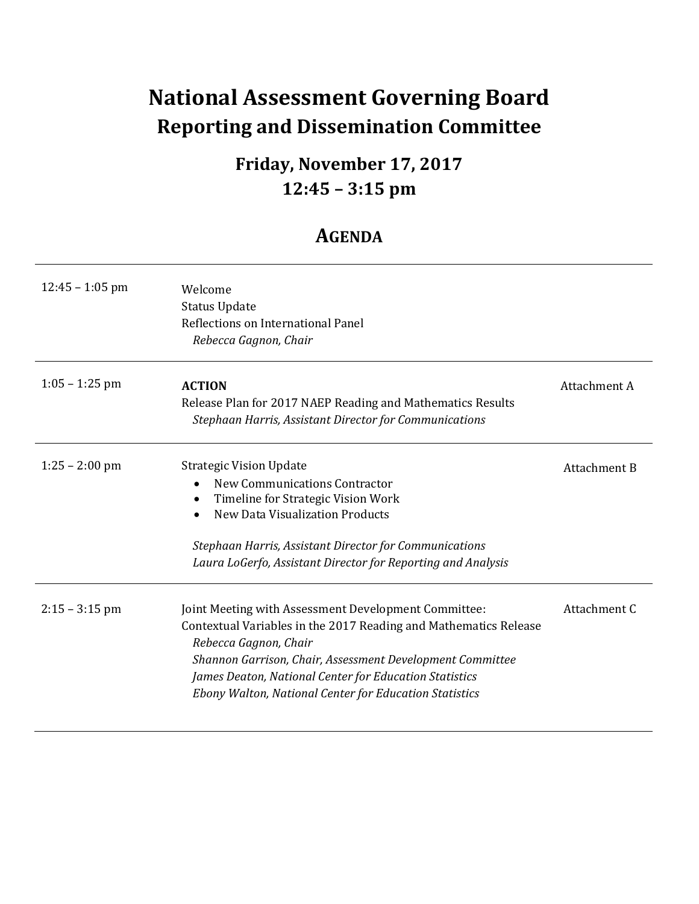# National Assessment Governing Board

## Reporting and Dissemination Committee

### Friday, November 17, 2017
### 12:45 – 3:15 pm

## AGENDA

| | | |
|---|---|---|
| 12:45 – 1:05 pm | Welcome<br>Status Update<br>Reflections on International Panel<br>*Rebecca Gagnon, Chair* | |
| 1:05 – 1:25 pm | **ACTION**<br>Release Plan for 2017 NAEP Reading and Mathematics Results<br>*Stephaan Harris, Assistant Director for Communications* | Attachment A |
| 1:25 – 2:00 pm | Strategic Vision Update<br>• New Communications Contractor<br>• Timeline for Strategic Vision Work<br>• New Data Visualization Products<br><br>*Stephaan Harris, Assistant Director for Communications*<br>*Laura LoGerfo, Assistant Director for Reporting and Analysis* | Attachment B |
| 2:15 – 3:15 pm | Joint Meeting with Assessment Development Committee:<br>Contextual Variables in the 2017 Reading and Mathematics Release<br>*Rebecca Gagnon, Chair*<br>*Shannon Garrison, Chair, Assessment Development Committee*<br>*James Deaton, National Center for Education Statistics*<br>*Ebony Walton, National Center for Education Statistics* | Attachment C |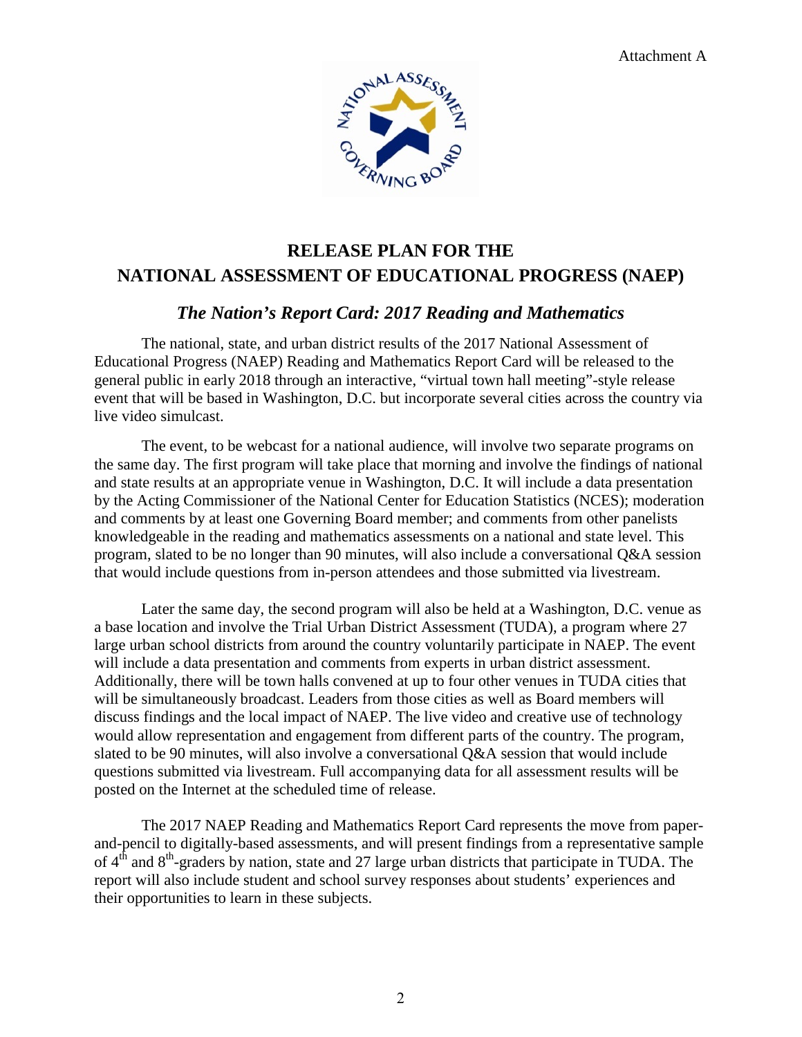Attachment A

# RELEASE PLAN FOR THE NATIONAL ASSESSMENT OF EDUCATIONAL PROGRESS (NAEP)

## *The Nation's Report Card: 2017 Reading and Mathematics*

The national, state, and urban district results of the 2017 National Assessment of Educational Progress (NAEP) Reading and Mathematics Report Card will be released to the general public in early 2018 through an interactive, "virtual town hall meeting"-style release event that will be based in Washington, D.C. but incorporate several cities across the country via live video simulcast.

The event, to be webcast for a national audience, will involve two separate programs on the same day. The first program will take place that morning and involve the findings of national and state results at an appropriate venue in Washington, D.C. It will include a data presentation by the Acting Commissioner of the National Center for Education Statistics (NCES); moderation and comments by at least one Governing Board member; and comments from other panelists knowledgeable in the reading and mathematics assessments on a national and state level. This program, slated to be no longer than 90 minutes, will also include a conversational Q&A session that would include questions from in-person attendees and those submitted via livestream.

Later the same day, the second program will also be held at a Washington, D.C. venue as a base location and involve the Trial Urban District Assessment (TUDA), a program where 27 large urban school districts from around the country voluntarily participate in NAEP. The event will include a data presentation and comments from experts in urban district assessment. Additionally, there will be town halls convened at up to four other venues in TUDA cities that will be simultaneously broadcast. Leaders from those cities as well as Board members will discuss findings and the local impact of NAEP. The live video and creative use of technology would allow representation and engagement from different parts of the country. The program, slated to be 90 minutes, will also involve a conversational Q&A session that would include questions submitted via livestream. Full accompanying data for all assessment results will be posted on the Internet at the scheduled time of release.

The 2017 NAEP Reading and Mathematics Report Card represents the move from paper-and-pencil to digitally-based assessments, and will present findings from a representative sample of 4th and 8th-graders by nation, state and 27 large urban districts that participate in TUDA. The report will also include student and school survey responses about students' experiences and their opportunities to learn in these subjects.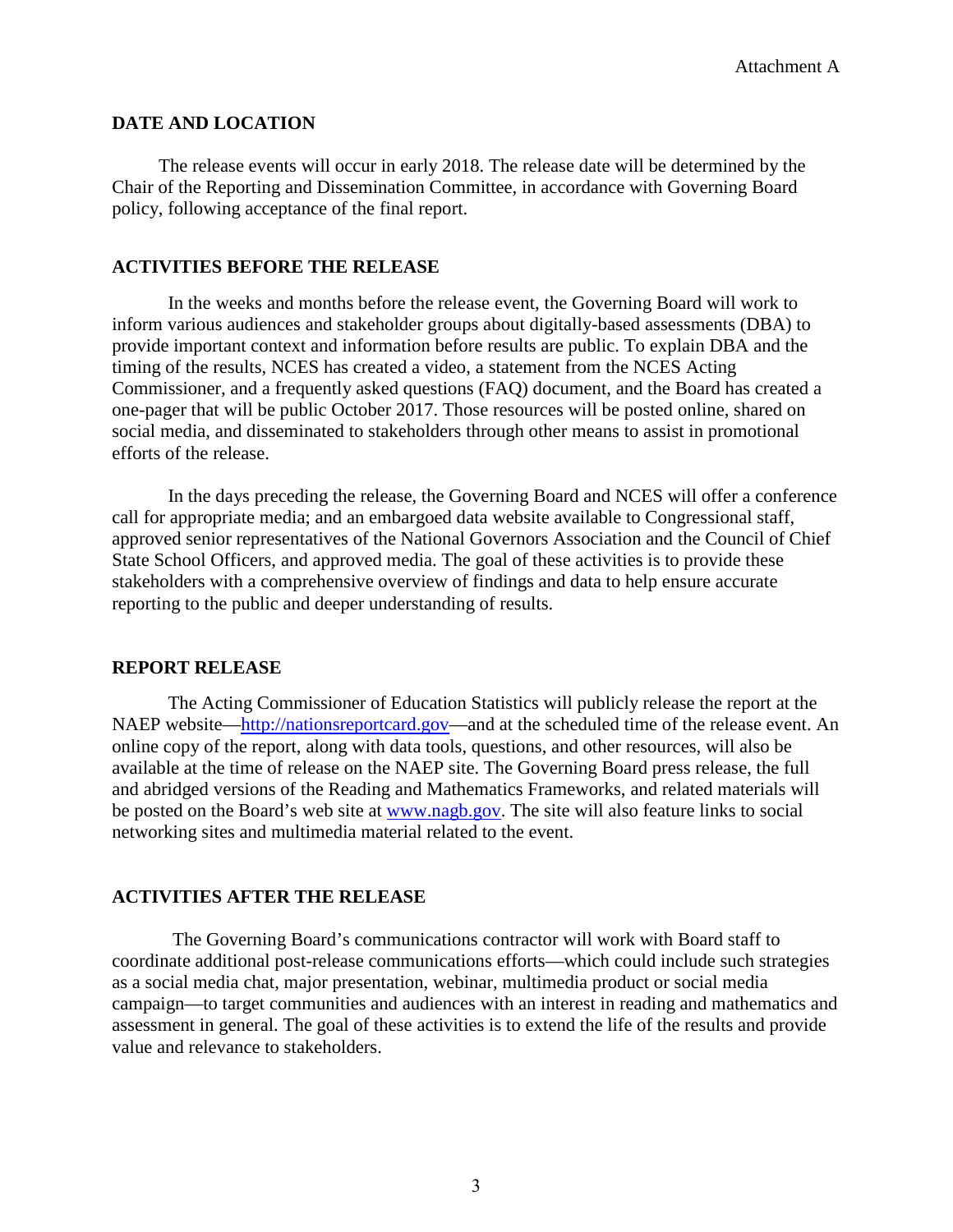Attachment A

## DATE AND LOCATION

The release events will occur in early 2018. The release date will be determined by the Chair of the Reporting and Dissemination Committee, in accordance with Governing Board policy, following acceptance of the final report.

## ACTIVITIES BEFORE THE RELEASE

In the weeks and months before the release event, the Governing Board will work to inform various audiences and stakeholder groups about digitally-based assessments (DBA) to provide important context and information before results are public. To explain DBA and the timing of the results, NCES has created a video, a statement from the NCES Acting Commissioner, and a frequently asked questions (FAQ) document, and the Board has created a one-pager that will be public October 2017. Those resources will be posted online, shared on social media, and disseminated to stakeholders through other means to assist in promotional efforts of the release.

In the days preceding the release, the Governing Board and NCES will offer a conference call for appropriate media; and an embargoed data website available to Congressional staff, approved senior representatives of the National Governors Association and the Council of Chief State School Officers, and approved media. The goal of these activities is to provide these stakeholders with a comprehensive overview of findings and data to help ensure accurate reporting to the public and deeper understanding of results.

## REPORT RELEASE

The Acting Commissioner of Education Statistics will publicly release the report at the NAEP website—[http://nationsreportcard.gov](http://nationsreportcard.gov)—and at the scheduled time of the release event. An online copy of the report, along with data tools, questions, and other resources, will also be available at the time of release on the NAEP site. The Governing Board press release, the full and abridged versions of the Reading and Mathematics Frameworks, and related materials will be posted on the Board's web site at [www.nagb.gov](http://www.nagb.gov). The site will also feature links to social networking sites and multimedia material related to the event.

## ACTIVITIES AFTER THE RELEASE

The Governing Board's communications contractor will work with Board staff to coordinate additional post-release communications efforts—which could include such strategies as a social media chat, major presentation, webinar, multimedia product or social media campaign—to target communities and audiences with an interest in reading and mathematics and assessment in general. The goal of these activities is to extend the life of the results and provide value and relevance to stakeholders.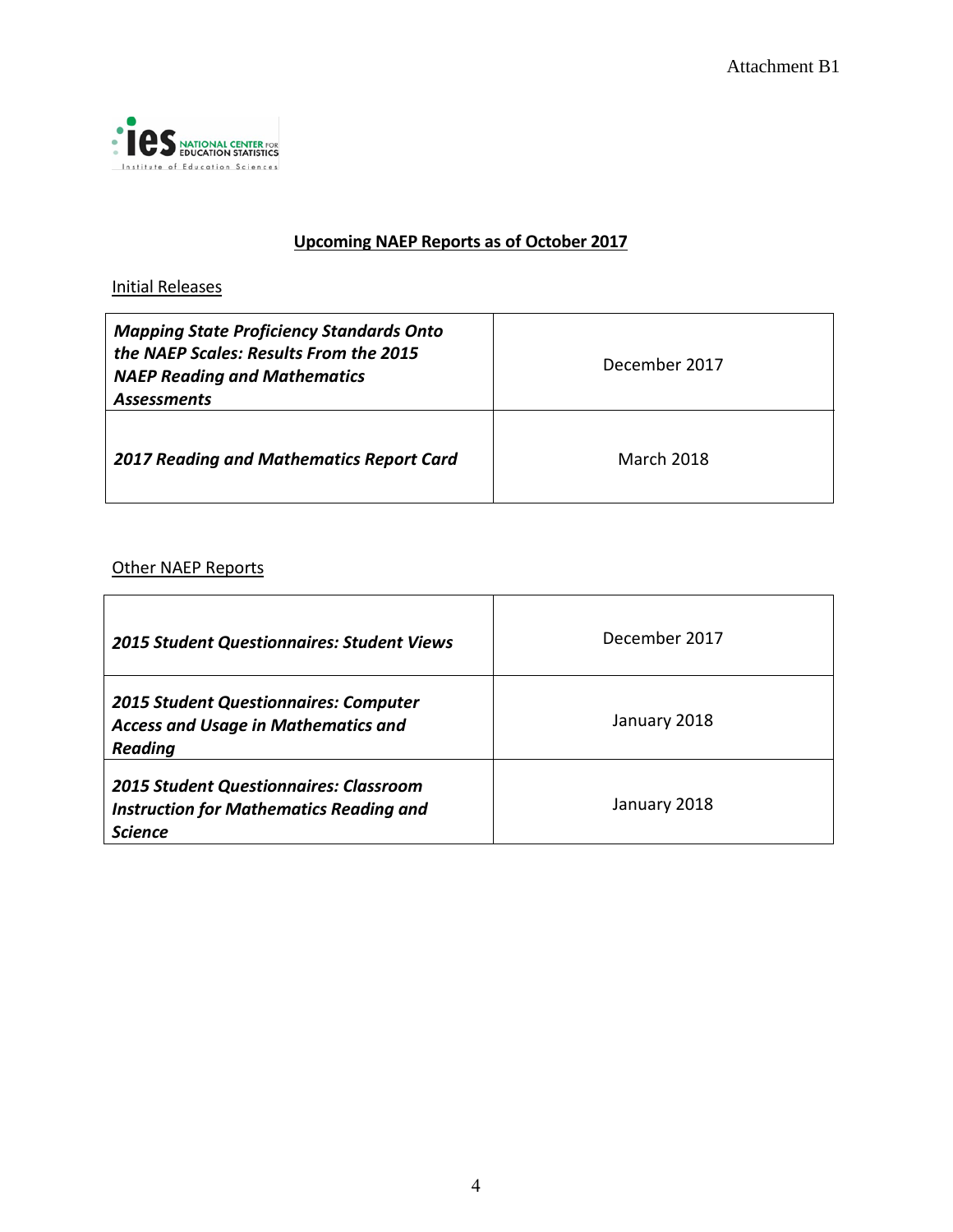Attachment B1

## Upcoming NAEP Reports as of October 2017

### Initial Releases

| | |
|---|---|
| ***Mapping State Proficiency Standards Onto the NAEP Scales: Results From the 2015 NAEP Reading and Mathematics Assessments*** | December 2017 |
| ***2017 Reading and Mathematics Report Card*** | March 2018 |

### Other NAEP Reports

| | |
|---|---|
| ***2015 Student Questionnaires: Student Views*** | December 2017 |
| ***2015 Student Questionnaires: Computer Access and Usage in Mathematics and Reading*** | January 2018 |
| ***2015 Student Questionnaires: Classroom Instruction for Mathematics Reading and Science*** | January 2018 |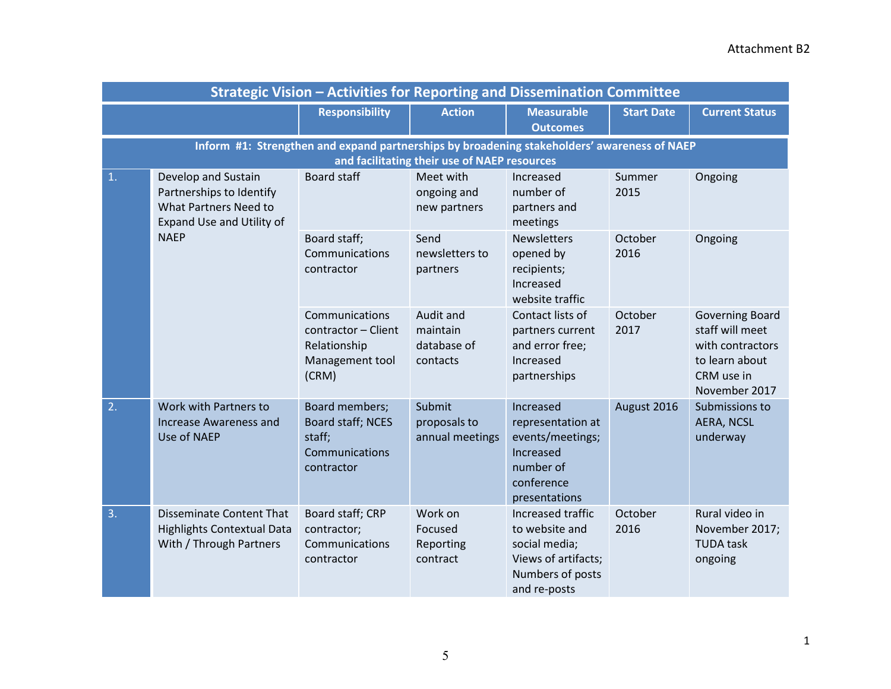Attachment B2

| Strategic Vision – Activities for Reporting and Dissemination Committee | | | | | | |
|---|---|---|---|---|---|---|
| | | Responsibility | Action | Measurable Outcomes | Start Date | Current Status |
| **Inform #1: Strengthen and expand partnerships by broadening stakeholders' awareness of NAEP and facilitating their use of NAEP resources** | | | | | | |
| 1. | Develop and Sustain Partnerships to Identify What Partners Need to Expand Use and Utility of NAEP | Board staff | Meet with ongoing and new partners | Increased number of partners and meetings | Summer 2015 | Ongoing |
| | | Board staff; Communications contractor | Send newsletters to partners | Newsletters opened by recipients; Increased website traffic | October 2016 | Ongoing |
| | | Communications contractor – Client Relationship Management tool (CRM) | Audit and maintain database of contacts | Contact lists of partners current and error free; Increased partnerships | October 2017 | Governing Board staff will meet with contractors to learn about CRM use in November 2017 |
| 2. | Work with Partners to Increase Awareness and Use of NAEP | Board members; Board staff; NCES staff; Communications contractor | Submit proposals to annual meetings | Increased representation at events/meetings; Increased number of conference presentations | August 2016 | Submissions to AERA, NCSL underway |
| 3. | Disseminate Content That Highlights Contextual Data With / Through Partners | Board staff; CRP contractor; Communications contractor | Work on Focused Reporting contract | Increased traffic to website and social media; Views of artifacts; Numbers of posts and re-posts | October 2016 | Rural video in November 2017; TUDA task ongoing |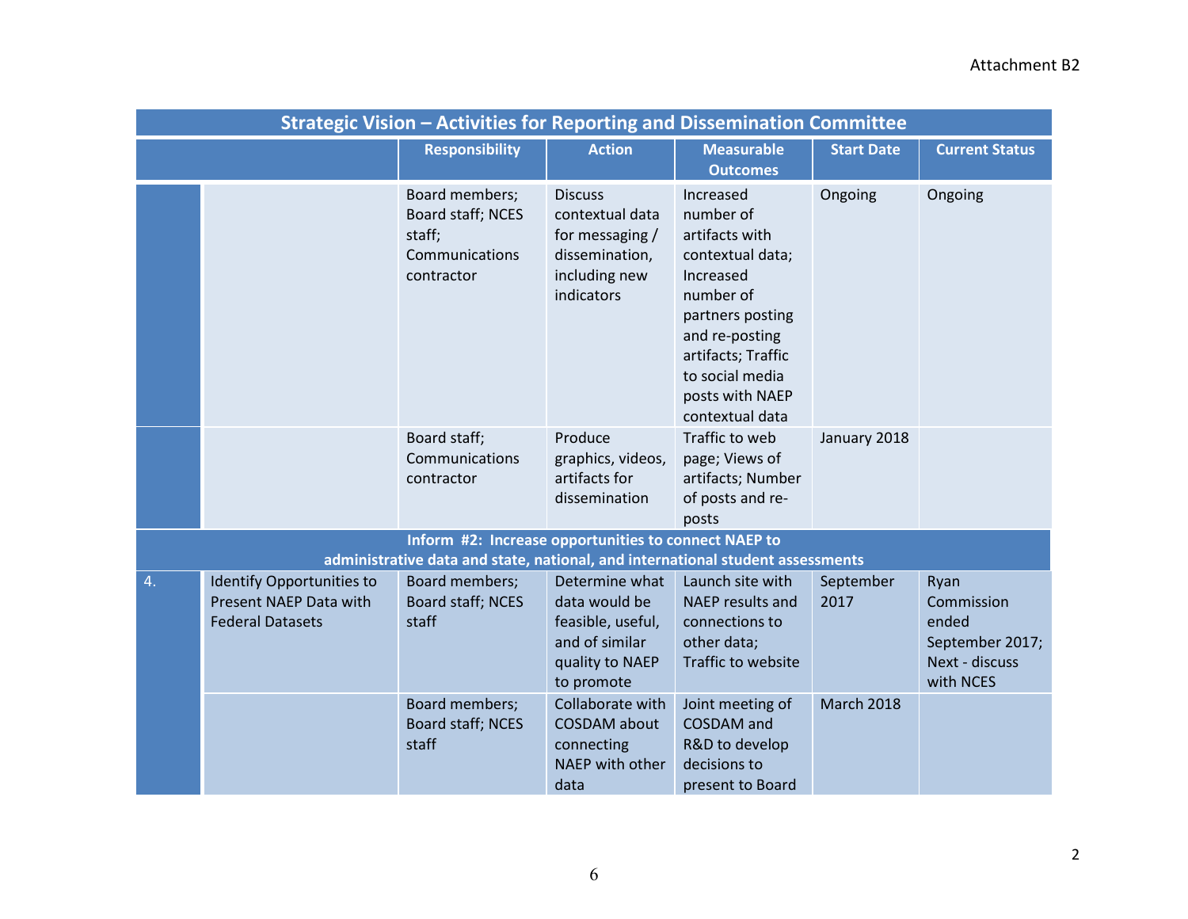Attachment B2

| Strategic Vision – Activities for Reporting and Dissemination Committee | | | | | | |
|---|---|---|---|---|---|---|
| | | Responsibility | Action | Measurable Outcomes | Start Date | Current Status |
| | | Board members; Board staff; NCES staff; Communications contractor | Discuss contextual data for messaging / dissemination, including new indicators | Increased number of artifacts with contextual data; Increased number of partners posting and re-posting artifacts; Traffic to social media posts with NAEP contextual data | Ongoing | Ongoing |
| | | Board staff; Communications contractor | Produce graphics, videos, artifacts for dissemination | Traffic to web page; Views of artifacts; Number of posts and re-posts | January 2018 | |
| **Inform #2: Increase opportunities to connect NAEP to administrative data and state, national, and international student assessments** | | | | | | |
| 4. | Identify Opportunities to Present NAEP Data with Federal Datasets | Board members; Board staff; NCES staff | Determine what data would be feasible, useful, and of similar quality to NAEP to promote | Launch site with NAEP results and connections to other data; Traffic to website | September 2017 | Ryan Commission ended September 2017; Next - discuss with NCES |
| | | Board members; Board staff; NCES staff | Collaborate with COSDAM about connecting NAEP with other data | Joint meeting of COSDAM and R&D to develop decisions to present to Board | March 2018 | |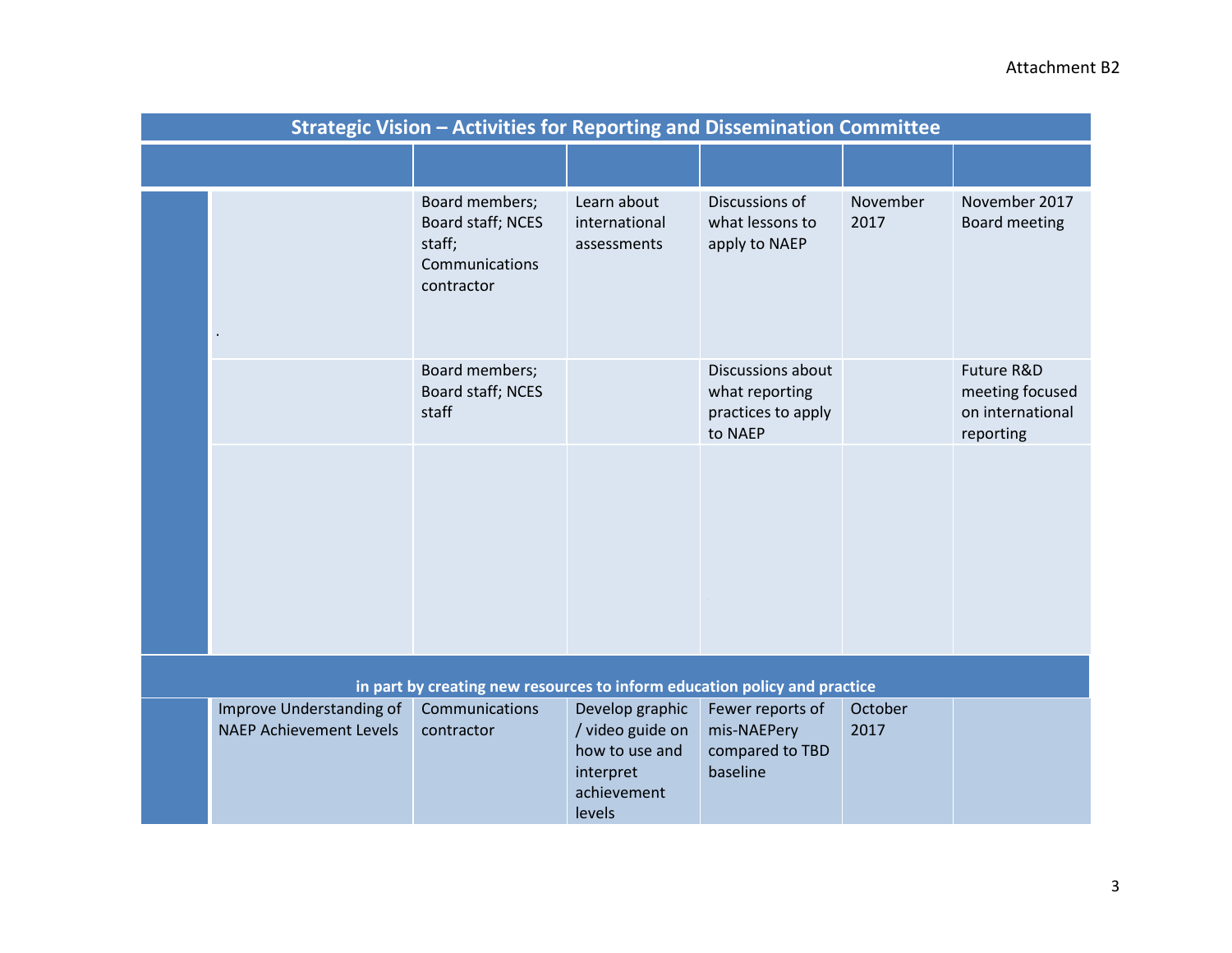Attachment B2

| Strategic Vision – Activities for Reporting and Dissemination Committee | | | | | | |
|---|---|---|---|---|---|---|
| | | | | | | |
| | . | Board members; Board staff; NCES staff; Communications contractor | Learn about international assessments | Discussions of what lessons to apply to NAEP | November 2017 | November 2017 Board meeting |
| | | Board members; Board staff; NCES staff | | Discussions about what reporting practices to apply to NAEP | | Future R&D meeting focused on international reporting |
| | | | | | | |
| in part by creating new resources to inform education policy and practice | | | | | | |
| | Improve Understanding of NAEP Achievement Levels | Communications contractor | Develop graphic / video guide on how to use and interpret achievement levels | Fewer reports of mis-NAEPery compared to TBD baseline | October 2017 | |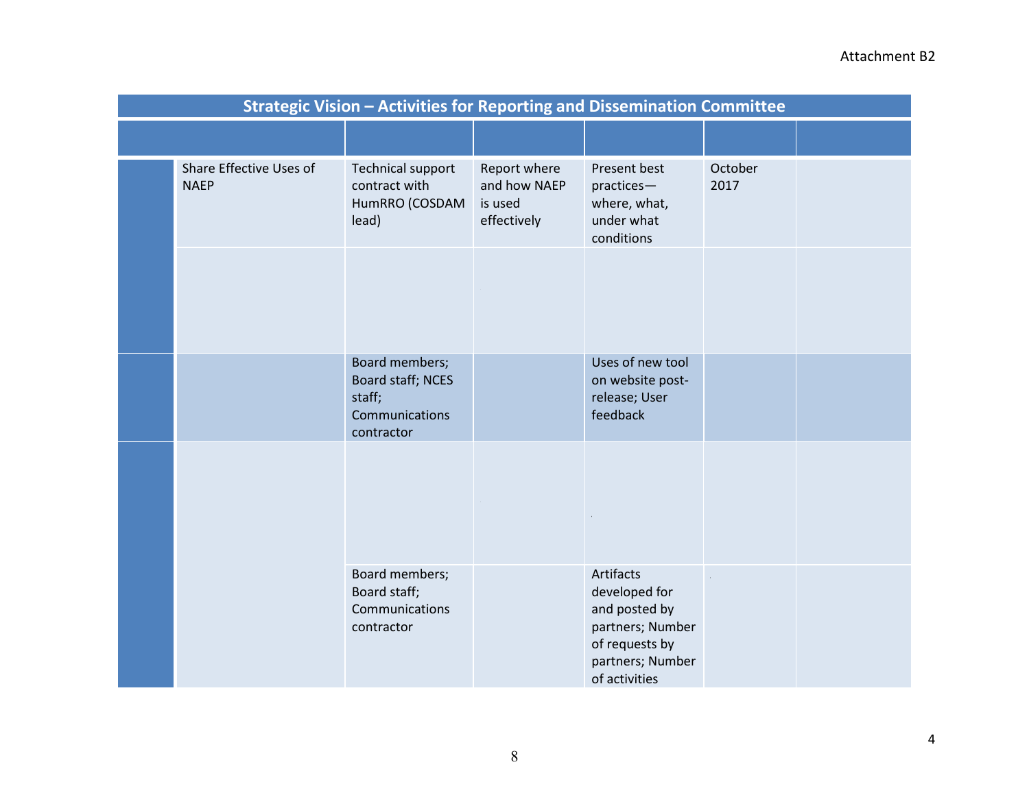Attachment B2

| Strategic Vision – Activities for Reporting and Dissemination Committee | | | | | | |
|---|---|---|---|---|---|---|
| | | | | | | |
| | Share Effective Uses of NAEP | Technical support contract with HumRRO (COSDAM lead) | Report where and how NAEP is used effectively | Present best practices—where, what, under what conditions | October 2017 | |
| | | | | | | |
| | | Board members; Board staff; NCES staff; Communications contractor | | Uses of new tool on website post-release; User feedback | | |
| | | | | | | |
| | | Board members; Board staff; Communications contractor | | Artifacts developed for and posted by partners; Number of requests by partners; Number of activities | | |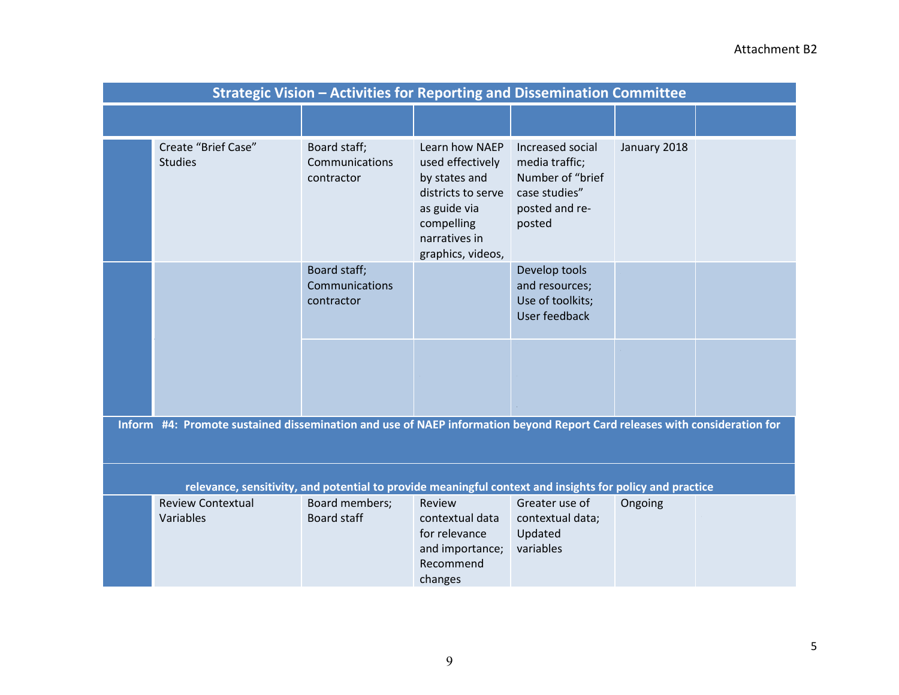Attachment B2

| Strategic Vision – Activities for Reporting and Dissemination Committee | | | | | | |
|---|---|---|---|---|---|---|
| | | | | | | |
| | Create "Brief Case" Studies | Board staff; Communications contractor | Learn how NAEP used effectively by states and districts to serve as guide via compelling narratives in graphics, videos, | Increased social media traffic; Number of "brief case studies" posted and re-posted | January 2018 | |
| | | Board staff; Communications contractor | | Develop tools and resources; Use of toolkits; User feedback | | |
| | | | | | | |
| **Inform #4: Promote sustained dissemination and use of NAEP information beyond Report Card releases with consideration for relevance, sensitivity, and potential to provide meaningful context and insights for policy and practice** | | | | | | |
| | Review Contextual Variables | Board members; Board staff | Review contextual data for relevance and importance; Recommend changes | Greater use of contextual data; Updated variables | Ongoing | |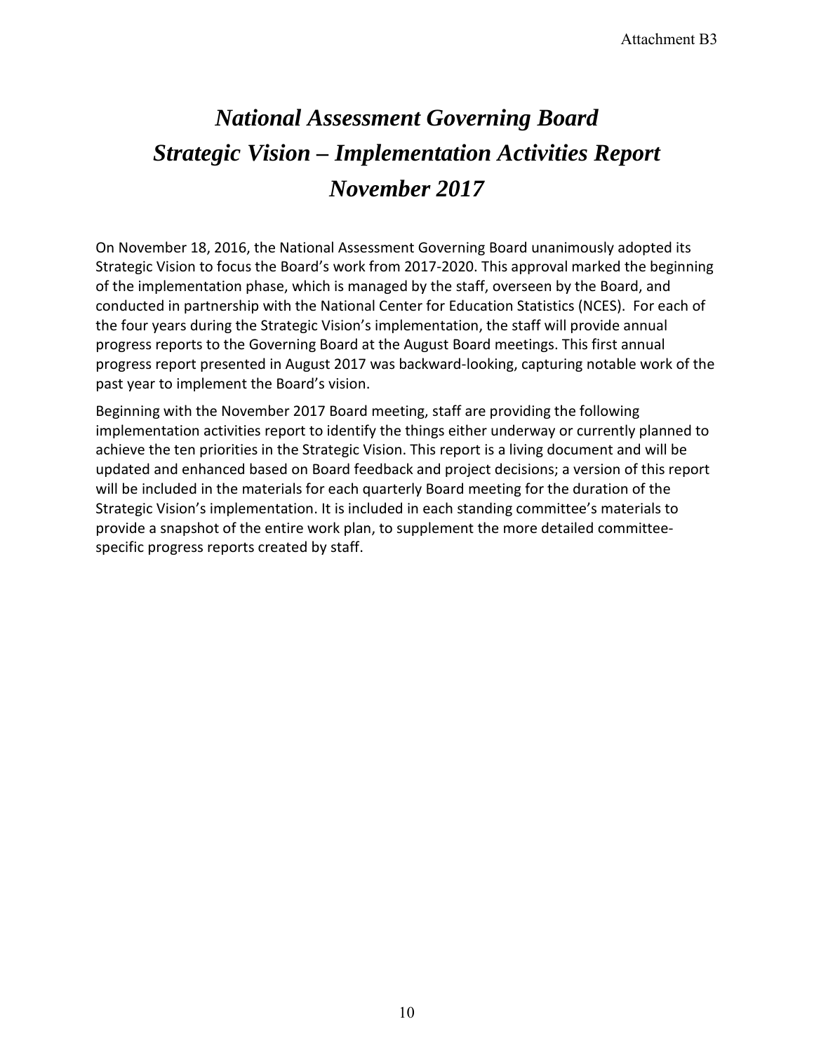# *National Assessment Governing Board*
# *Strategic Vision – Implementation Activities Report*
# *November 2017*

On November 18, 2016, the National Assessment Governing Board unanimously adopted its Strategic Vision to focus the Board's work from 2017-2020. This approval marked the beginning of the implementation phase, which is managed by the staff, overseen by the Board, and conducted in partnership with the National Center for Education Statistics (NCES). For each of the four years during the Strategic Vision's implementation, the staff will provide annual progress reports to the Governing Board at the August Board meetings. This first annual progress report presented in August 2017 was backward-looking, capturing notable work of the past year to implement the Board's vision.

Beginning with the November 2017 Board meeting, staff are providing the following implementation activities report to identify the things either underway or currently planned to achieve the ten priorities in the Strategic Vision. This report is a living document and will be updated and enhanced based on Board feedback and project decisions; a version of this report will be included in the materials for each quarterly Board meeting for the duration of the Strategic Vision's implementation. It is included in each standing committee's materials to provide a snapshot of the entire work plan, to supplement the more detailed committee-specific progress reports created by staff.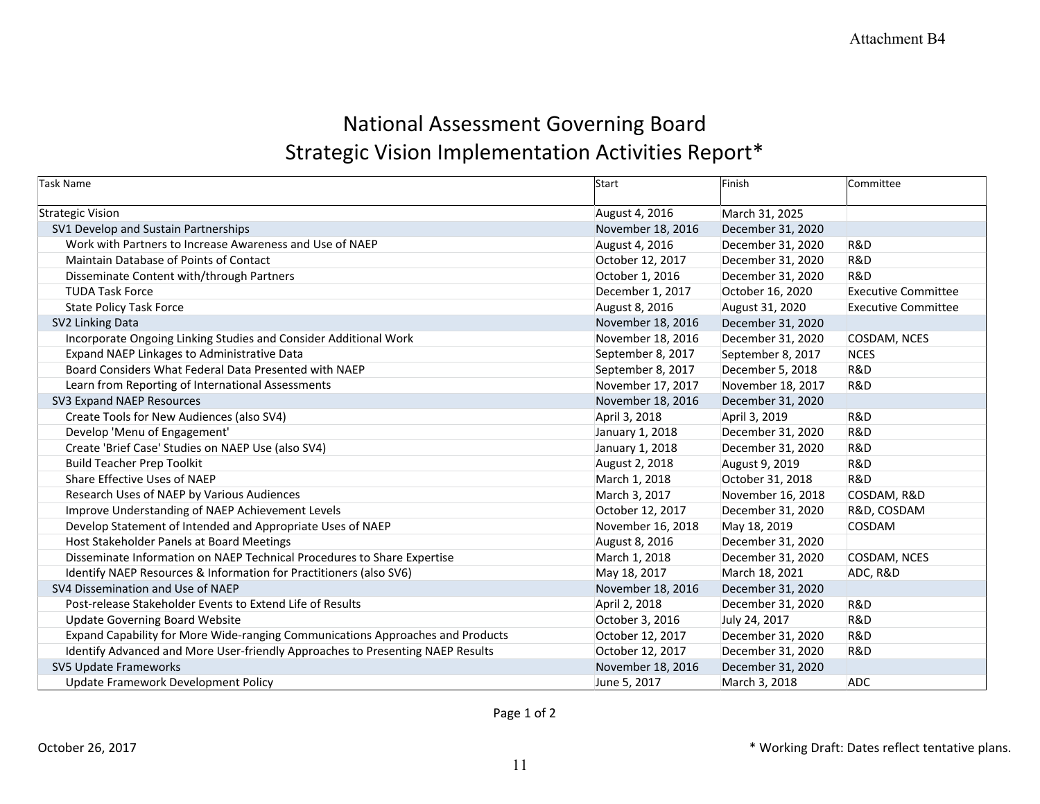Attachment B4

# National Assessment Governing Board
## Strategic Vision Implementation Activities Report*

| Task Name | Start | Finish | Committee |
|---|---|---|---|
| Strategic Vision | August 4, 2016 | March 31, 2025 | |
| SV1 Develop and Sustain Partnerships | November 18, 2016 | December 31, 2020 | |
| Work with Partners to Increase Awareness and Use of NAEP | August 4, 2016 | December 31, 2020 | R&D |
| Maintain Database of Points of Contact | October 12, 2017 | December 31, 2020 | R&D |
| Disseminate Content with/through Partners | October 1, 2016 | December 31, 2020 | R&D |
| TUDA Task Force | December 1, 2017 | October 16, 2020 | Executive Committee |
| State Policy Task Force | August 8, 2016 | August 31, 2020 | Executive Committee |
| SV2 Linking Data | November 18, 2016 | December 31, 2020 | |
| Incorporate Ongoing Linking Studies and Consider Additional Work | November 18, 2016 | December 31, 2020 | COSDAM, NCES |
| Expand NAEP Linkages to Administrative Data | September 8, 2017 | September 8, 2017 | NCES |
| Board Considers What Federal Data Presented with NAEP | September 8, 2017 | December 5, 2018 | R&D |
| Learn from Reporting of International Assessments | November 17, 2017 | November 18, 2017 | R&D |
| SV3 Expand NAEP Resources | November 18, 2016 | December 31, 2020 | |
| Create Tools for New Audiences (also SV4) | April 3, 2018 | April 3, 2019 | R&D |
| Develop 'Menu of Engagement' | January 1, 2018 | December 31, 2020 | R&D |
| Create 'Brief Case' Studies on NAEP Use (also SV4) | January 1, 2018 | December 31, 2020 | R&D |
| Build Teacher Prep Toolkit | August 2, 2018 | August 9, 2019 | R&D |
| Share Effective Uses of NAEP | March 1, 2018 | October 31, 2018 | R&D |
| Research Uses of NAEP by Various Audiences | March 3, 2017 | November 16, 2018 | COSDAM, R&D |
| Improve Understanding of NAEP Achievement Levels | October 12, 2017 | December 31, 2020 | R&D, COSDAM |
| Develop Statement of Intended and Appropriate Uses of NAEP | November 16, 2018 | May 18, 2019 | COSDAM |
| Host Stakeholder Panels at Board Meetings | August 8, 2016 | December 31, 2020 | |
| Disseminate Information on NAEP Technical Procedures to Share Expertise | March 1, 2018 | December 31, 2020 | COSDAM, NCES |
| Identify NAEP Resources & Information for Practitioners (also SV6) | May 18, 2017 | March 18, 2021 | ADC, R&D |
| SV4 Dissemination and Use of NAEP | November 18, 2016 | December 31, 2020 | |
| Post-release Stakeholder Events to Extend Life of Results | April 2, 2018 | December 31, 2020 | R&D |
| Update Governing Board Website | October 3, 2016 | July 24, 2017 | R&D |
| Expand Capability for More Wide-ranging Communications Approaches and Products | October 12, 2017 | December 31, 2020 | R&D |
| Identify Advanced and More User-friendly Approaches to Presenting NAEP Results | October 12, 2017 | December 31, 2020 | R&D |
| SV5 Update Frameworks | November 18, 2016 | December 31, 2020 | |
| Update Framework Development Policy | June 5, 2017 | March 3, 2018 | ADC |

October 26, 2017

* Working Draft: Dates reflect tentative plans.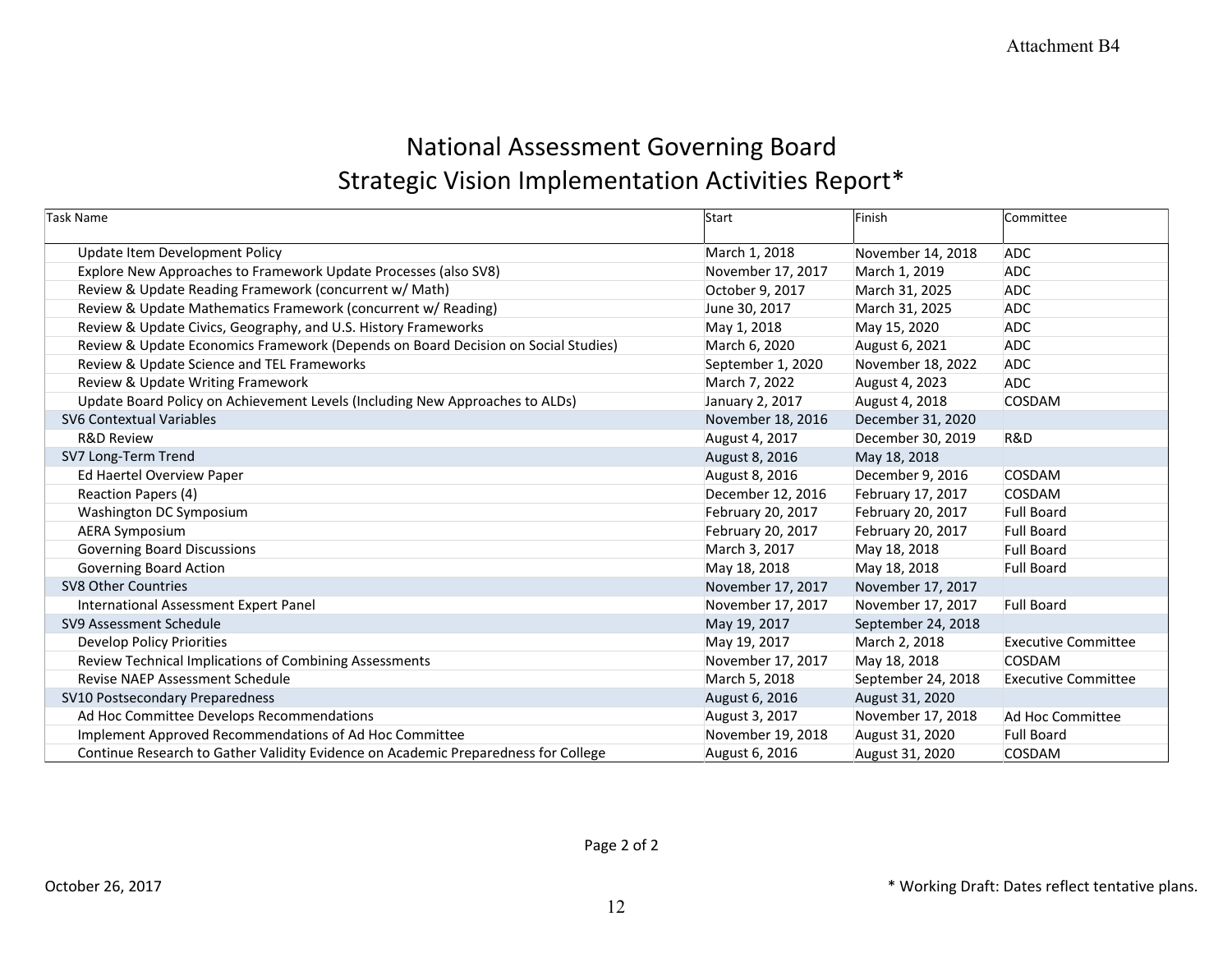Attachment B4

# National Assessment Governing Board
# Strategic Vision Implementation Activities Report*

| Task Name | Start | Finish | Committee |
|---|---|---|---|
| Update Item Development Policy | March 1, 2018 | November 14, 2018 | ADC |
| Explore New Approaches to Framework Update Processes (also SV8) | November 17, 2017 | March 1, 2019 | ADC |
| Review & Update Reading Framework (concurrent w/ Math) | October 9, 2017 | March 31, 2025 | ADC |
| Review & Update Mathematics Framework (concurrent w/ Reading) | June 30, 2017 | March 31, 2025 | ADC |
| Review & Update Civics, Geography, and U.S. History Frameworks | May 1, 2018 | May 15, 2020 | ADC |
| Review & Update Economics Framework (Depends on Board Decision on Social Studies) | March 6, 2020 | August 6, 2021 | ADC |
| Review & Update Science and TEL Frameworks | September 1, 2020 | November 18, 2022 | ADC |
| Review & Update Writing Framework | March 7, 2022 | August 4, 2023 | ADC |
| Update Board Policy on Achievement Levels (Including New Approaches to ALDs) | January 2, 2017 | August 4, 2018 | COSDAM |
| SV6 Contextual Variables | November 18, 2016 | December 31, 2020 | |
| R&D Review | August 4, 2017 | December 30, 2019 | R&D |
| SV7 Long-Term Trend | August 8, 2016 | May 18, 2018 | |
| Ed Haertel Overview Paper | August 8, 2016 | December 9, 2016 | COSDAM |
| Reaction Papers (4) | December 12, 2016 | February 17, 2017 | COSDAM |
| Washington DC Symposium | February 20, 2017 | February 20, 2017 | Full Board |
| AERA Symposium | February 20, 2017 | February 20, 2017 | Full Board |
| Governing Board Discussions | March 3, 2017 | May 18, 2018 | Full Board |
| Governing Board Action | May 18, 2018 | May 18, 2018 | Full Board |
| SV8 Other Countries | November 17, 2017 | November 17, 2017 | |
| International Assessment Expert Panel | November 17, 2017 | November 17, 2017 | Full Board |
| SV9 Assessment Schedule | May 19, 2017 | September 24, 2018 | |
| Develop Policy Priorities | May 19, 2017 | March 2, 2018 | Executive Committee |
| Review Technical Implications of Combining Assessments | November 17, 2017 | May 18, 2018 | COSDAM |
| Revise NAEP Assessment Schedule | March 5, 2018 | September 24, 2018 | Executive Committee |
| SV10 Postsecondary Preparedness | August 6, 2016 | August 31, 2020 | |
| Ad Hoc Committee Develops Recommendations | August 3, 2017 | November 17, 2018 | Ad Hoc Committee |
| Implement Approved Recommendations of Ad Hoc Committee | November 19, 2018 | August 31, 2020 | Full Board |
| Continue Research to Gather Validity Evidence on Academic Preparedness for College | August 6, 2016 | August 31, 2020 | COSDAM |

October 26, 2017

* Working Draft: Dates reflect tentative plans.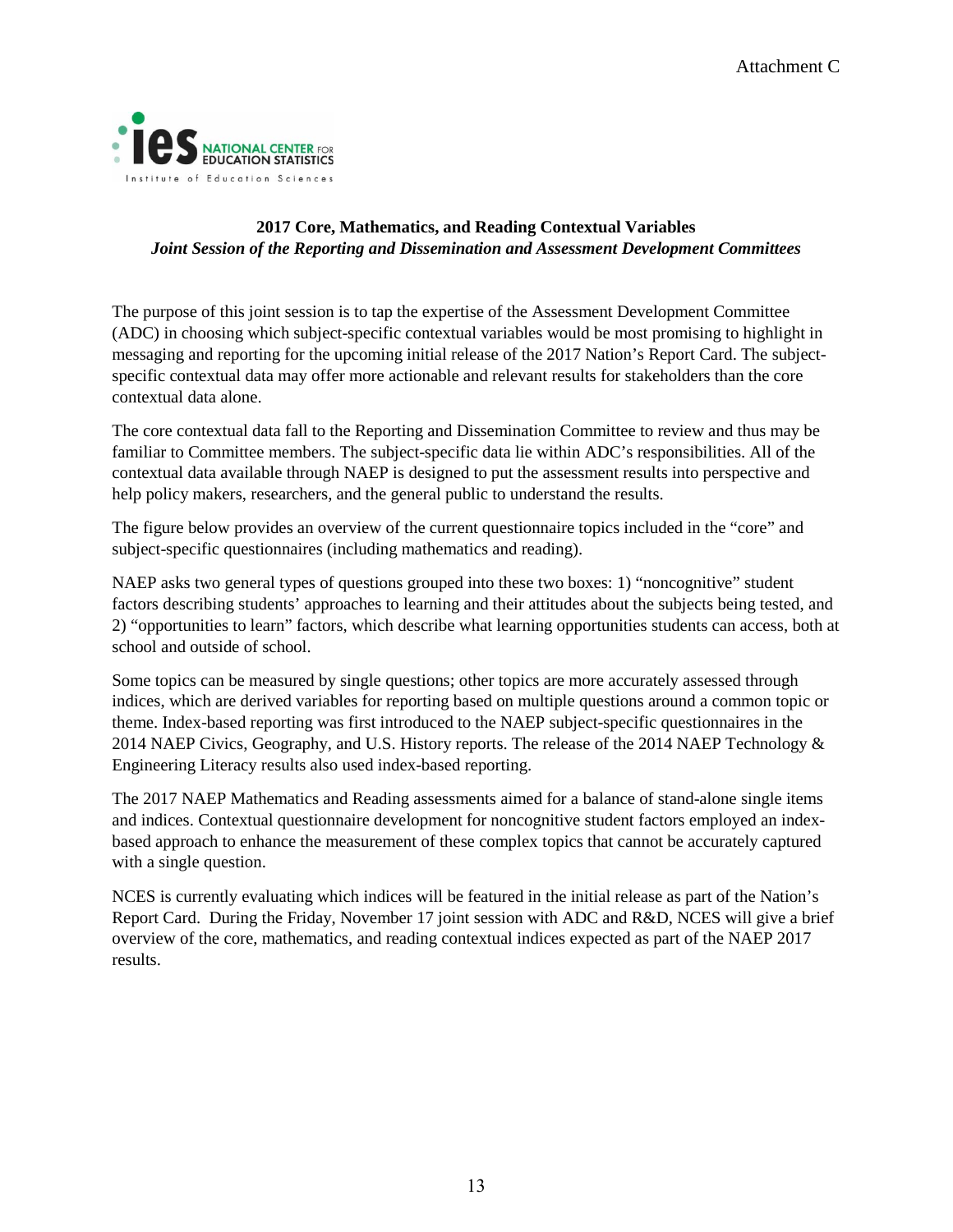Attachment C

IES NATIONAL CENTER FOR EDUCATION STATISTICS
Institute of Education Sciences

**2017 Core, Mathematics, and Reading Contextual Variables**

***Joint Session of the Reporting and Dissemination and Assessment Development Committees***

The purpose of this joint session is to tap the expertise of the Assessment Development Committee (ADC) in choosing which subject-specific contextual variables would be most promising to highlight in messaging and reporting for the upcoming initial release of the 2017 Nation's Report Card. The subject-specific contextual data may offer more actionable and relevant results for stakeholders than the core contextual data alone.

The core contextual data fall to the Reporting and Dissemination Committee to review and thus may be familiar to Committee members. The subject-specific data lie within ADC's responsibilities. All of the contextual data available through NAEP is designed to put the assessment results into perspective and help policy makers, researchers, and the general public to understand the results.

The figure below provides an overview of the current questionnaire topics included in the "core" and subject-specific questionnaires (including mathematics and reading).

NAEP asks two general types of questions grouped into these two boxes: 1) "noncognitive" student factors describing students' approaches to learning and their attitudes about the subjects being tested, and 2) "opportunities to learn" factors, which describe what learning opportunities students can access, both at school and outside of school.

Some topics can be measured by single questions; other topics are more accurately assessed through indices, which are derived variables for reporting based on multiple questions around a common topic or theme. Index-based reporting was first introduced to the NAEP subject-specific questionnaires in the 2014 NAEP Civics, Geography, and U.S. History reports. The release of the 2014 NAEP Technology & Engineering Literacy results also used index-based reporting.

The 2017 NAEP Mathematics and Reading assessments aimed for a balance of stand-alone single items and indices. Contextual questionnaire development for noncognitive student factors employed an index-based approach to enhance the measurement of these complex topics that cannot be accurately captured with a single question.

NCES is currently evaluating which indices will be featured in the initial release as part of the Nation's Report Card. During the Friday, November 17 joint session with ADC and R&D, NCES will give a brief overview of the core, mathematics, and reading contextual indices expected as part of the NAEP 2017 results.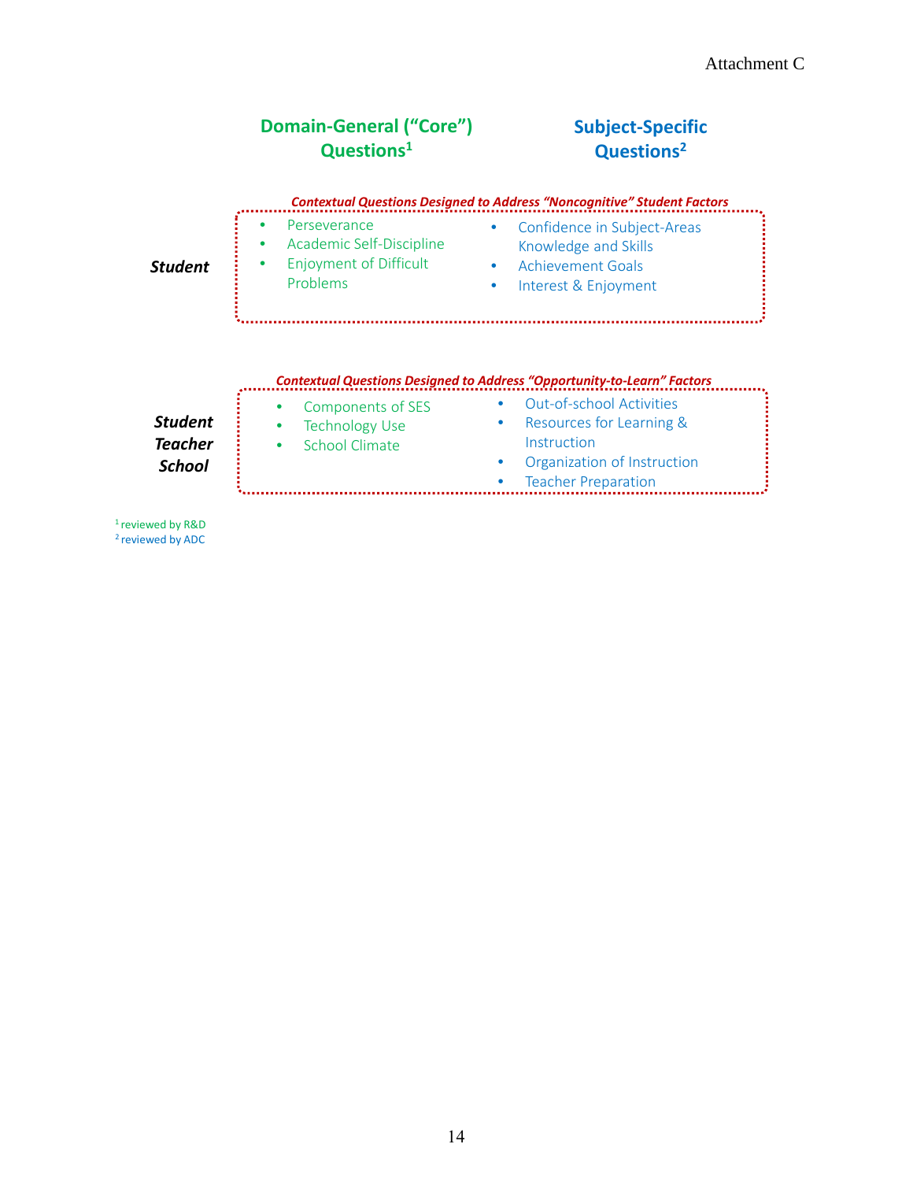Attachment C

| | Domain-General (“Core”) Questions[1] | Subject-Specific Questions[2] |
|---|---|---|
| | *Contextual Questions Designed to Address “Noncognitive” Student Factors* | |
| ***Student*** | • Perseverance<br>• Academic Self-Discipline<br>• Enjoyment of Difficult Problems | • Confidence in Subject-Areas Knowledge and Skills<br>• Achievement Goals<br>• Interest & Enjoyment |
| | *Contextual Questions Designed to Address “Opportunity-to-Learn” Factors* | |
| ***Student Teacher School*** | • Components of SES<br>• Technology Use<br>• School Climate | • Out-of-school Activities<br>• Resources for Learning & Instruction<br>• Organization of Instruction<br>• Teacher Preparation |

[1] reviewed by R&D
[2] reviewed by ADC